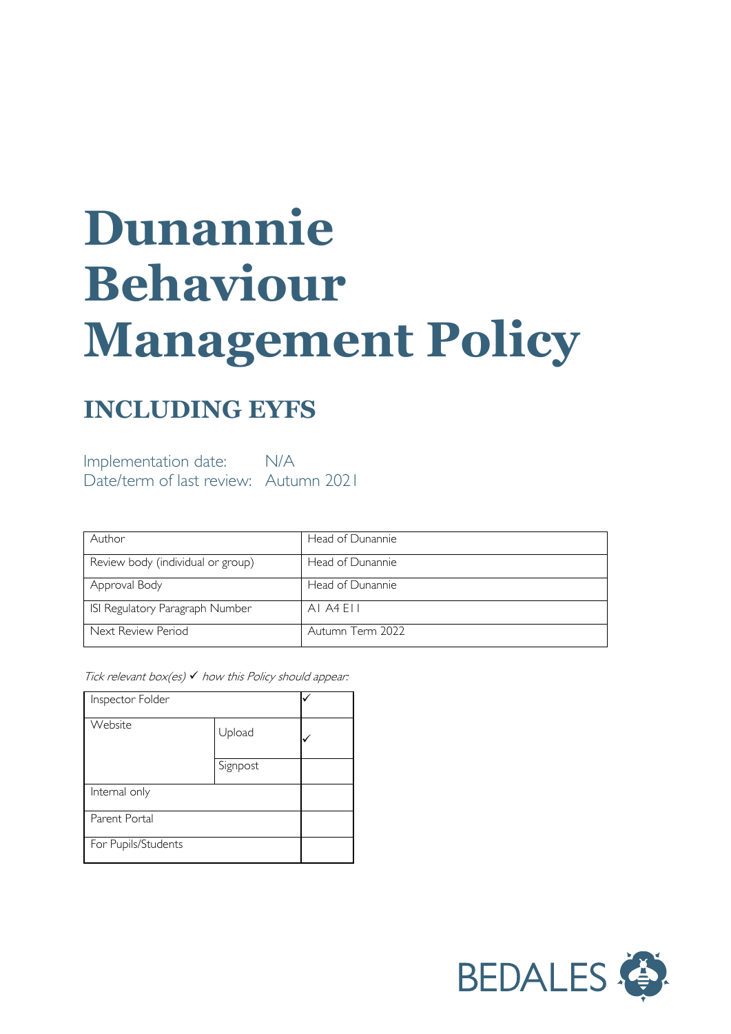# Dunannie Behaviour Management Policy

## INCLUDING EYFS

Implementation date: N/A
Date/term of last review: Autumn 2021

| Author | Head of Dunannie |
|---|---|
| Review body (individual or group) | Head of Dunannie |
| Approval Body | Head of Dunannie |
| ISI Regulatory Paragraph Number | A1 A4 E11 |
| Next Review Period | Autumn Term 2022 |

*Tick relevant box(es) ✓ how this Policy should appear:*

| Inspector Folder | | ✓ |
|---|---|---|
| Website | Upload | ✓ |
| | Signpost | |
| Internal only | | |
| Parent Portal | | |
| For Pupils/Students | | |

BEDALES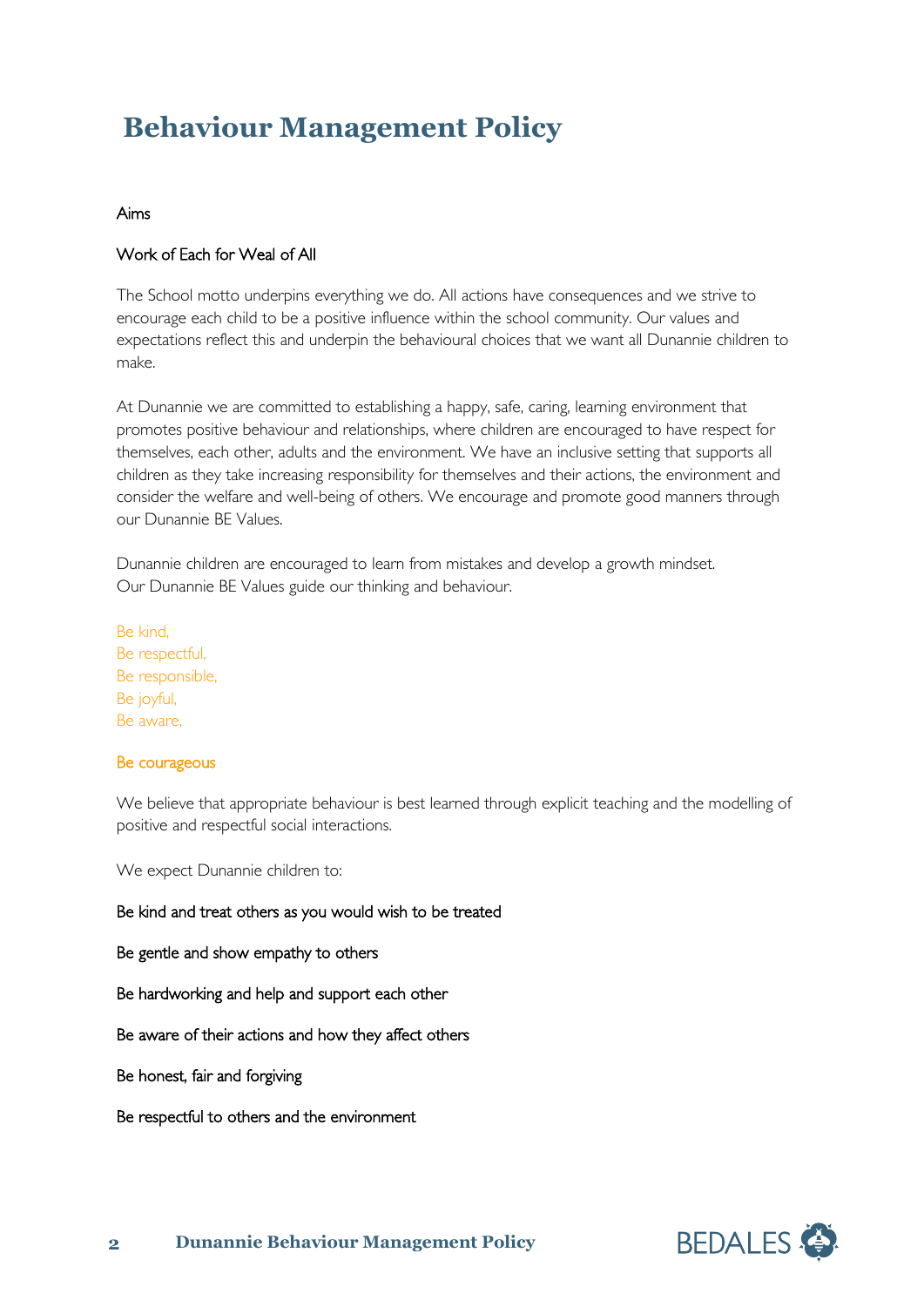# Behaviour Management Policy

Aims

Work of Each for Weal of All

The School motto underpins everything we do. All actions have consequences and we strive to encourage each child to be a positive influence within the school community. Our values and expectations reflect this and underpin the behavioural choices that we want all Dunannie children to make.

At Dunannie we are committed to establishing a happy, safe, caring, learning environment that promotes positive behaviour and relationships, where children are encouraged to have respect for themselves, each other, adults and the environment. We have an inclusive setting that supports all children as they take increasing responsibility for themselves and their actions, the environment and consider the welfare and well-being of others. We encourage and promote good manners through our Dunannie BE Values.

Dunannie children are encouraged to learn from mistakes and develop a growth mindset.
Our Dunannie BE Values guide our thinking and behaviour.

Be kind,
Be respectful,
Be responsible,
Be joyful,
Be aware,

Be courageous

We believe that appropriate behaviour is best learned through explicit teaching and the modelling of positive and respectful social interactions.

We expect Dunannie children to:

Be kind and treat others as you would wish to be treated

Be gentle and show empathy to others

Be hardworking and help and support each other

Be aware of their actions and how they affect others

Be honest, fair and forgiving

Be respectful to others and the environment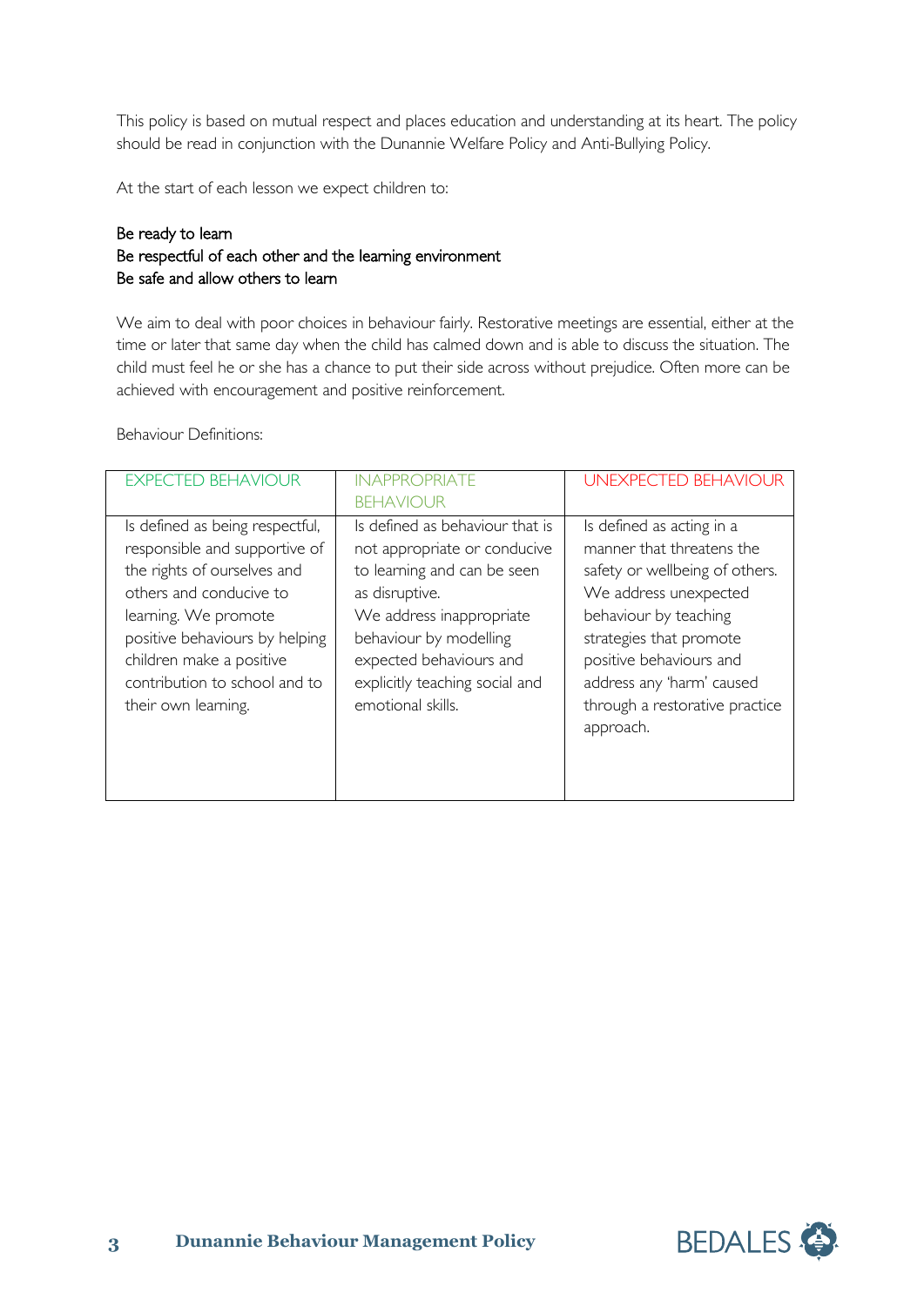This policy is based on mutual respect and places education and understanding at its heart. The policy should be read in conjunction with the Dunannie Welfare Policy and Anti-Bullying Policy.

At the start of each lesson we expect children to:

Be ready to learn
Be respectful of each other and the learning environment
Be safe and allow others to learn

We aim to deal with poor choices in behaviour fairly. Restorative meetings are essential, either at the time or later that same day when the child has calmed down and is able to discuss the situation. The child must feel he or she has a chance to put their side across without prejudice. Often more can be achieved with encouragement and positive reinforcement.

Behaviour Definitions:

| EXPECTED BEHAVIOUR | INAPPROPRIATE BEHAVIOUR | UNEXPECTED BEHAVIOUR |
|---|---|---|
| Is defined as being respectful, responsible and supportive of the rights of ourselves and others and conducive to learning. We promote positive behaviours by helping children make a positive contribution to school and to their own learning. | Is defined as behaviour that is not appropriate or conducive to learning and can be seen as disruptive. We address inappropriate behaviour by modelling expected behaviours and explicitly teaching social and emotional skills. | Is defined as acting in a manner that threatens the safety or wellbeing of others. We address unexpected behaviour by teaching strategies that promote positive behaviours and address any 'harm' caused through a restorative practice approach. |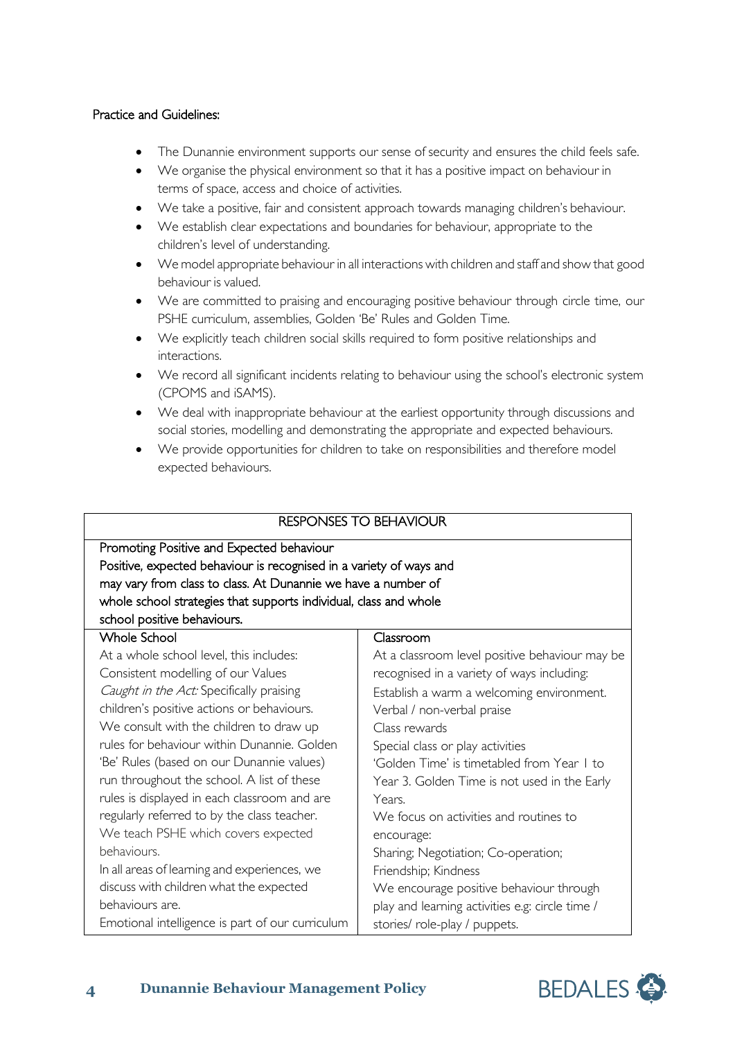**Practice and Guidelines:**

- The Dunannie environment supports our sense of security and ensures the child feels safe.
- We organise the physical environment so that it has a positive impact on behaviour in terms of space, access and choice of activities.
- We take a positive, fair and consistent approach towards managing children's behaviour.
- We establish clear expectations and boundaries for behaviour, appropriate to the children's level of understanding.
- We model appropriate behaviour in all interactions with children and staff and show that good behaviour is valued.
- We are committed to praising and encouraging positive behaviour through circle time, our PSHE curriculum, assemblies, Golden 'Be' Rules and Golden Time.
- We explicitly teach children social skills required to form positive relationships and interactions.
- We record all significant incidents relating to behaviour using the school's electronic system (CPOMS and iSAMS).
- We deal with inappropriate behaviour at the earliest opportunity through discussions and social stories, modelling and demonstrating the appropriate and expected behaviours.
- We provide opportunities for children to take on responsibilities and therefore model expected behaviours.

| RESPONSES TO BEHAVIOUR | |
|---|---|
| Promoting Positive and Expected behaviour<br>Positive, expected behaviour is recognised in a variety of ways and may vary from class to class. At Dunannie we have a number of whole school strategies that supports individual, class and whole school positive behaviours. | |
| Whole School | Classroom |
| At a whole school level, this includes:<br>Consistent modelling of our Values<br>*Caught in the Act:* Specifically praising children's positive actions or behaviours.<br>We consult with the children to draw up rules for behaviour within Dunannie. Golden 'Be' Rules (based on our Dunannie values) run throughout the school. A list of these rules is displayed in each classroom and are regularly referred to by the class teacher.<br>We teach PSHE which covers expected behaviours.<br>In all areas of learning and experiences, we discuss with children what the expected behaviours are.<br>Emotional intelligence is part of our curriculum | At a classroom level positive behaviour may be recognised in a variety of ways including:<br>Establish a warm a welcoming environment.<br>Verbal / non-verbal praise<br>Class rewards<br>Special class or play activities<br>'Golden Time' is timetabled from Year 1 to Year 3. Golden Time is not used in the Early Years.<br>We focus on activities and routines to encourage:<br>Sharing; Negotiation; Co-operation; Friendship; Kindness<br>We encourage positive behaviour through play and learning activities e.g: circle time / stories/ role-play / puppets. |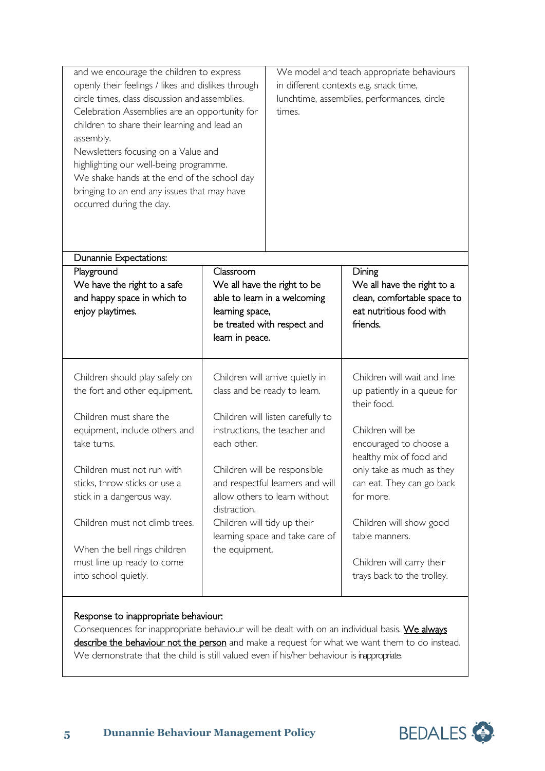| | |
|---|---|
| and we encourage the children to express openly their feelings / likes and dislikes through circle times, class discussion and assemblies. Celebration Assemblies are an opportunity for children to share their learning and lead an assembly. Newsletters focusing on a Value and highlighting our well-being programme. We shake hands at the end of the school day bringing to an end any issues that may have occurred during the day. | We model and teach appropriate behaviours in different contexts e.g. snack time, lunchtime, assemblies, performances, circle times. |

Dunannie Expectations:

| Playground<br>We have the right to a safe and happy space in which to enjoy playtimes. | Classroom<br>We all have the right to be able to learn in a welcoming learning space, be treated with respect and learn in peace. | Dining<br>We all have the right to a clean, comfortable space to eat nutritious food with friends. |
|---|---|---|
| Children should play safely on the fort and other equipment.<br><br>Children must share the equipment, include others and take turns.<br><br>Children must not run with sticks, throw sticks or use a stick in a dangerous way.<br><br>Children must not climb trees.<br><br>When the bell rings children must line up ready to come into school quietly. | Children will arrive quietly in class and be ready to learn.<br><br>Children will listen carefully to instructions, the teacher and each other.<br><br>Children will be responsible and respectful learners and will allow others to learn without distraction.<br>Children will tidy up their learning space and take care of the equipment. | Children will wait and line up patiently in a queue for their food.<br><br>Children will be encouraged to choose a healthy mix of food and only take as much as they can eat. They can go back for more.<br><br>Children will show good table manners.<br><br>Children will carry their trays back to the trolley. |

Response to inappropriate behaviour:

Consequences for inappropriate behaviour will be dealt with on an individual basis. **We always describe the behaviour not the person** and make a request for what we want them to do instead. We demonstrate that the child is still valued even if his/her behaviour is inappropriate.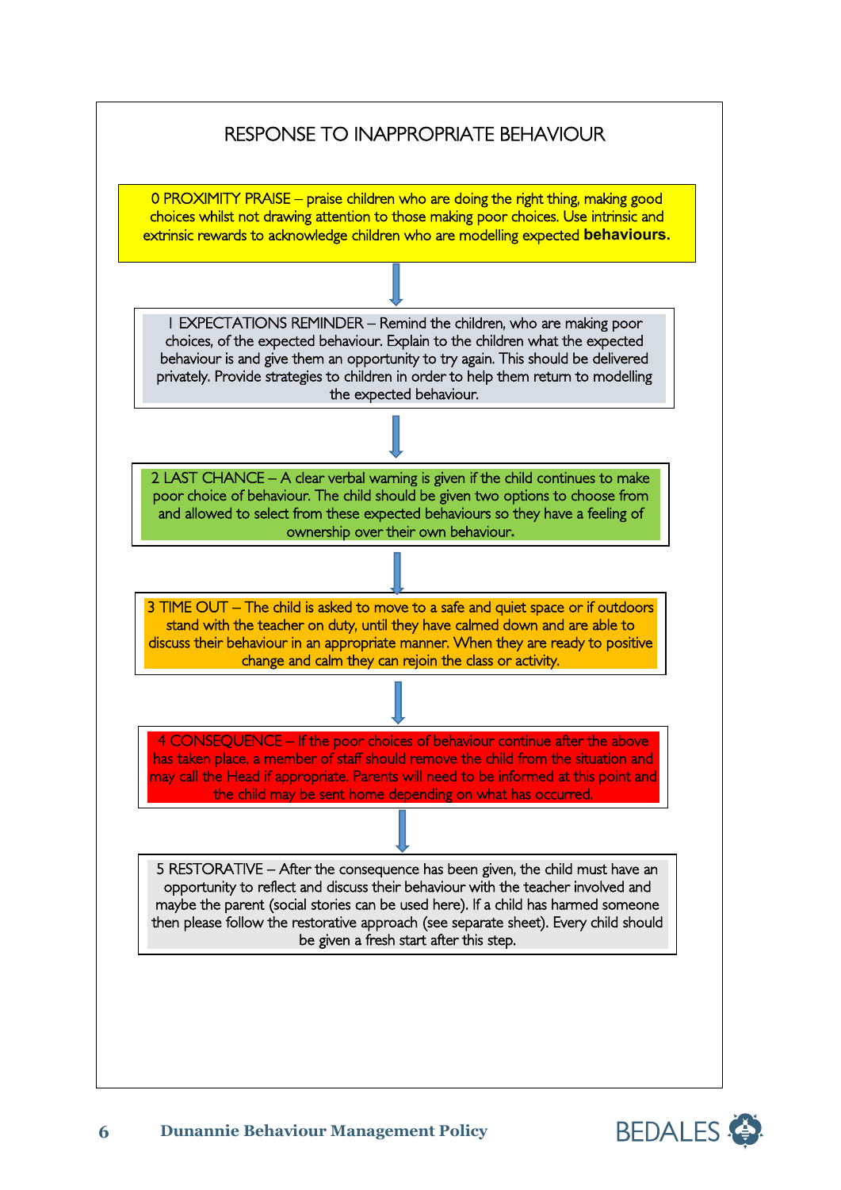# RESPONSE TO INAPPROPRIATE BEHAVIOUR

0 PROXIMITY PRAISE – praise children who are doing the right thing, making good choices whilst not drawing attention to those making poor choices. Use intrinsic and extrinsic rewards to acknowledge children who are modelling expected **behaviours.**

↓

1 EXPECTATIONS REMINDER – Remind the children, who are making poor choices, of the expected behaviour. Explain to the children what the expected behaviour is and give them an opportunity to try again. This should be delivered privately. Provide strategies to children in order to help them return to modelling the expected behaviour.

↓

2 LAST CHANCE – A clear verbal warning is given if the child continues to make poor choice of behaviour. The child should be given two options to choose from and allowed to select from these expected behaviours so they have a feeling of ownership over their own behaviour.

↓

3 TIME OUT – The child is asked to move to a safe and quiet space or if outdoors stand with the teacher on duty, until they have calmed down and are able to discuss their behaviour in an appropriate manner. When they are ready to positive change and calm they can rejoin the class or activity.

↓

4 CONSEQUENCE – If the poor choices of behaviour continue after the above has taken place, a member of staff should remove the child from the situation and may call the Head if appropriate. Parents will need to be informed at this point and the child may be sent home depending on what has occurred.

↓

5 RESTORATIVE – After the consequence has been given, the child must have an opportunity to reflect and discuss their behaviour with the teacher involved and maybe the parent (social stories can be used here). If a child has harmed someone then please follow the restorative approach (see separate sheet). Every child should be given a fresh start after this step.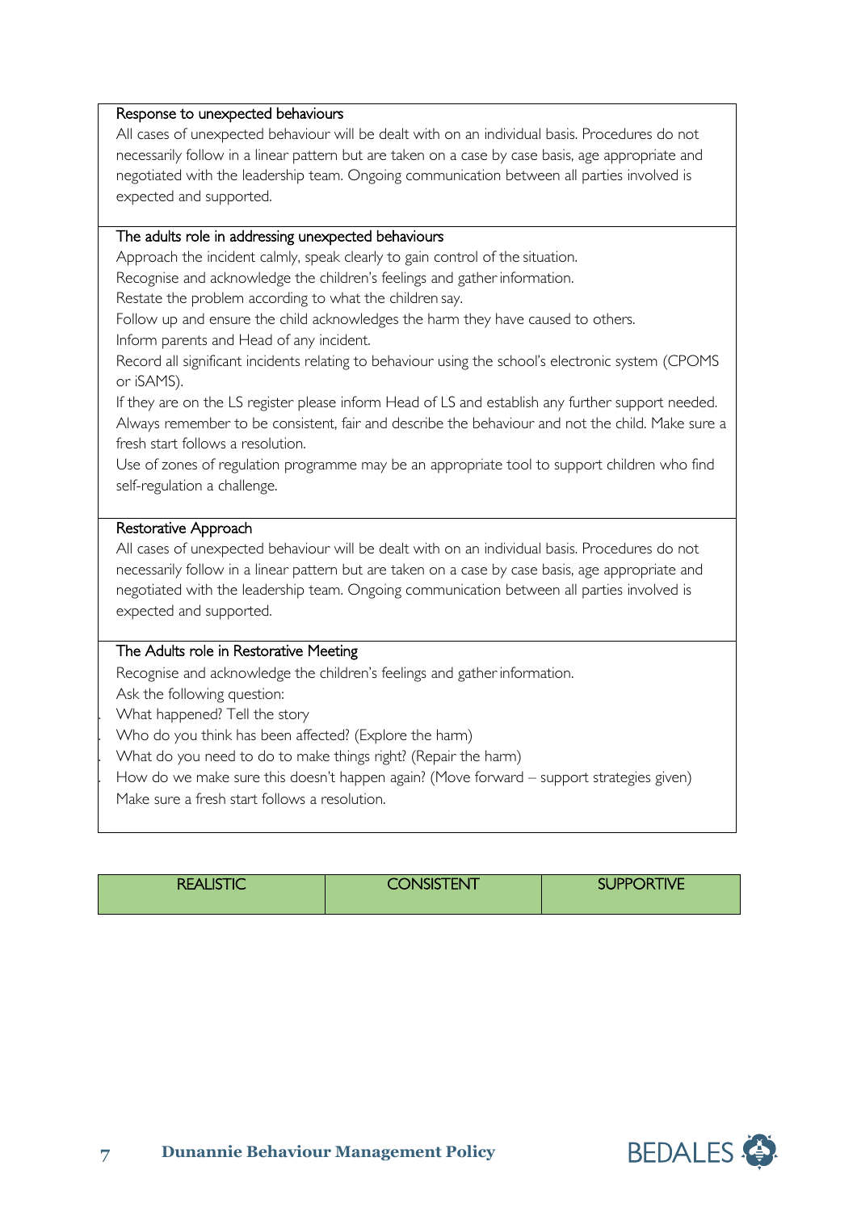### Response to unexpected behaviours

All cases of unexpected behaviour will be dealt with on an individual basis. Procedures do not necessarily follow in a linear pattern but are taken on a case by case basis, age appropriate and negotiated with the leadership team. Ongoing communication between all parties involved is expected and supported.

### The adults role in addressing unexpected behaviours

Approach the incident calmly, speak clearly to gain control of the situation.

Recognise and acknowledge the children's feelings and gather information.

Restate the problem according to what the children say.

Follow up and ensure the child acknowledges the harm they have caused to others.

Inform parents and Head of any incident.

Record all significant incidents relating to behaviour using the school's electronic system (CPOMS or iSAMS).

If they are on the LS register please inform Head of LS and establish any further support needed.

Always remember to be consistent, fair and describe the behaviour and not the child. Make sure a fresh start follows a resolution.

Use of zones of regulation programme may be an appropriate tool to support children who find self-regulation a challenge.

### Restorative Approach

All cases of unexpected behaviour will be dealt with on an individual basis. Procedures do not necessarily follow in a linear pattern but are taken on a case by case basis, age appropriate and negotiated with the leadership team. Ongoing communication between all parties involved is expected and supported.

### The Adults role in Restorative Meeting

Recognise and acknowledge the children's feelings and gather information.

Ask the following question:

- What happened? Tell the story
- Who do you think has been affected? (Explore the harm)
- What do you need to do to make things right? (Repair the harm)
- How do we make sure this doesn't happen again? (Move forward – support strategies given)

Make sure a fresh start follows a resolution.

| REALISTIC | CONSISTENT | SUPPORTIVE |
| --- | --- | --- |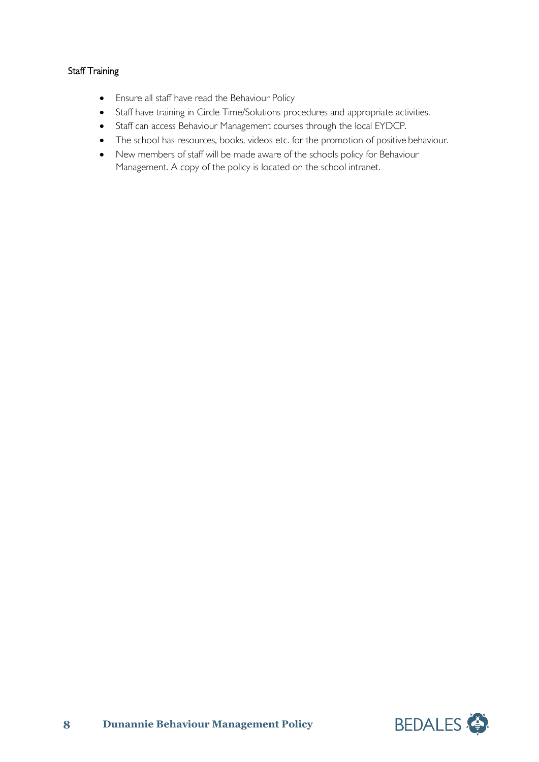## Staff Training

- Ensure all staff have read the Behaviour Policy
- Staff have training in Circle Time/Solutions procedures and appropriate activities.
- Staff can access Behaviour Management courses through the local EYDCP.
- The school has resources, books, videos etc. for the promotion of positive behaviour.
- New members of staff will be made aware of the schools policy for Behaviour Management. A copy of the policy is located on the school intranet.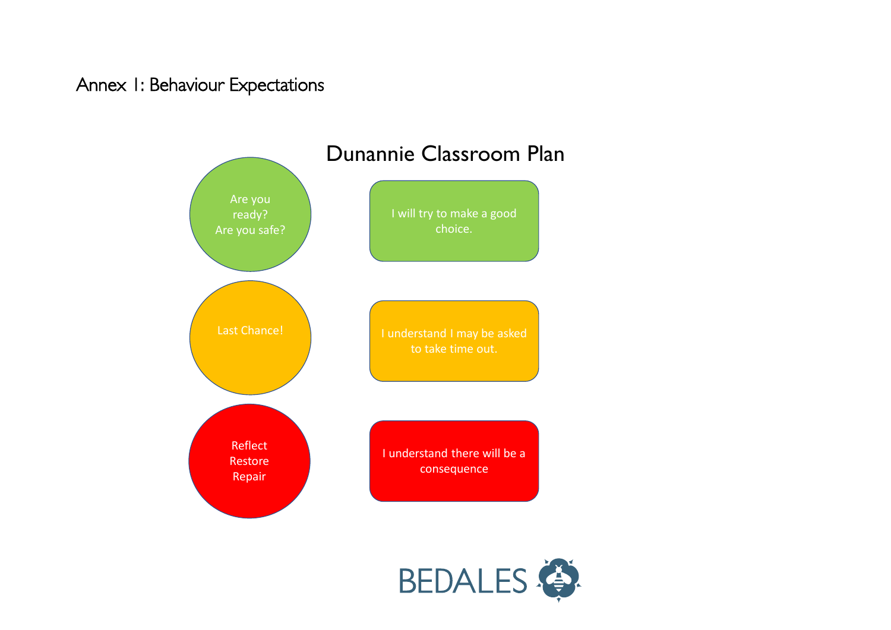# Annex 1: Behaviour Expectations

## Dunannie Classroom Plan

Are you ready?
Are you safe?

I will try to make a good choice.

Last Chance!

I understand I may be asked to take time out.

Reflect
Restore
Repair

I understand there will be a consequence

BEDALES